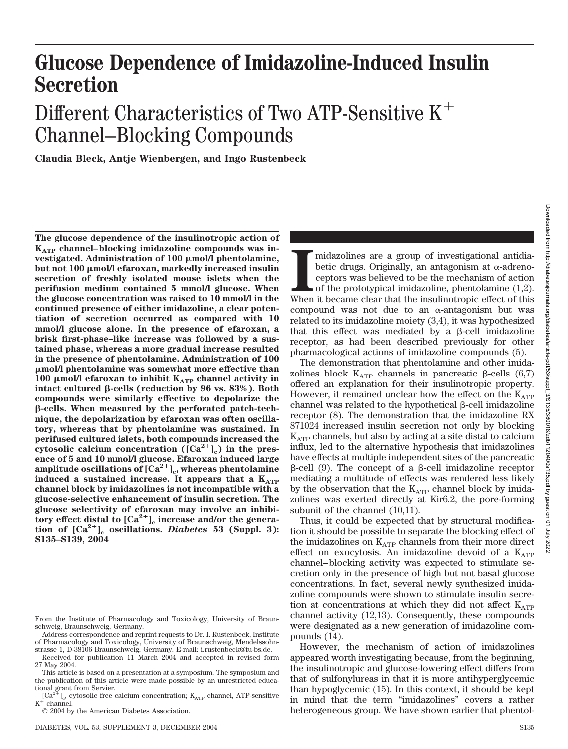# Glucose Dependence of Imidazoline-Induced Insulin Secretion

## Different Characteristics of Two ATP-Sensitive $K^+$ Channel–Blocking Compounds

**Claudia Bleck, Antje Wienbergen, and Ingo Rustenbeck**

**The glucose dependence of the insulinotropic action of $K_{ATP}$ channel–blocking imidazoline compounds was investigated. Administration of 100 μmol/l phentolamine, but not 100 μmol/l efaroxan, markedly increased insulin secretion of freshly isolated mouse islets when the perifusion medium contained 5 mmol/l glucose. When the glucose concentration was raised to 10 mmol/l in the continued presence of either imidazoline, a clear potentiation of secretion occurred as compared with 10 mmol/l glucose alone. In the presence of efaroxan, a brisk first-phase–like increase was followed by a sustained phase, whereas a more gradual increase resulted in the presence of phentolamine. Administration of 100 μmol/l phentolamine was somewhat more effective than 100 μmol/l efaroxan to inhibit $K_{ATP}$ channel activity in intact cultured β-cells (reduction by 96 vs. 83%). Both compounds were similarly effective to depolarize the β-cells. When measured by the perforated patch-technique, the depolarization by efaroxan was often oscillatory, whereas that by phentolamine was sustained. In perifused cultured islets, both compounds increased the cytosolic calcium concentration ($[Ca^{2+}]_c$) in the presence of 5 and 10 mmol/l glucose. Efaroxan induced large amplitude oscillations of $[Ca^{2+}]_c$, whereas phentolamine induced a sustained increase. It appears that a $K_{ATP}$ channel block by imidazolines is not incompatible with a glucose-selective enhancement of insulin secretion. The glucose selectivity of efaroxan may involve an inhibitory effect distal to $[Ca^{2+}]_c$ increase and/or the generation of $[Ca^{2+}]_c$ oscillations. *Diabetes* 53 (Suppl. 3): S135–S139, 2004**

Imidazolines are a group of investigational antidiabetic drugs. Originally, an antagonism at α-adrenoceptors was believed to be the mechanism of action of the prototypical imidazoline, phentolamine (1,2). When it became clear that the insulinotropic effect of this compound was not due to an α-antagonism but was related to its imidazoline moiety (3,4), it was hypothesized that this effect was mediated by a β-cell imidazoline receptor, as had been described previously for other pharmacological actions of imidazoline compounds (5).

The demonstration that phentolamine and other imidazolines block $K_{ATP}$ channels in pancreatic β-cells (6,7) offered an explanation for their insulinotropic property. However, it remained unclear how the effect on the $K_{ATP}$ channel was related to the hypothetical β-cell imidazoline receptor (8). The demonstration that the imidazoline RX 871024 increased insulin secretion not only by blocking $K_{ATP}$ channels, but also by acting at a site distal to calcium influx, led to the alternative hypothesis that imidazolines have effects at multiple independent sites of the pancreatic β-cell (9). The concept of a β-cell imidazoline receptor mediating a multitude of effects was rendered less likely by the observation that the $K_{ATP}$ channel block by imidazolines was exerted directly at Kir6.2, the pore-forming subunit of the channel (10,11).

Thus, it could be expected that by structural modification it should be possible to separate the blocking effect of the imidazolines on $K_{ATP}$ channels from their more direct effect on exocytosis. An imidazoline devoid of a $K_{ATP}$ channel–blocking activity was expected to stimulate secretion only in the presence of high but not basal glucose concentrations. In fact, several newly synthesized imidazoline compounds were shown to stimulate insulin secretion at concentrations at which they did not affect $K_{ATP}$ channel activity (12,13). Consequently, these compounds were designated as a new generation of imidazoline compounds (14).

However, the mechanism of action of imidazolines appeared worth investigating because, from the beginning, the insulinotropic and glucose-lowering effect differs from that of sulfonylureas in that it is more antihyperglycemic than hypoglycemic (15). In this context, it should be kept in mind that the term "imidazolines" covers a rather heterogeneous group. We have shown earlier that phentol-

From the Institute of Pharmacology and Toxicology, University of Braunschweig, Braunschweig, Germany.

Address correspondence and reprint requests to Dr. I. Rustenbeck, Institute of Pharmacology and Toxicology, University of Braunschweig, Mendelssohnstrasse 1, D-38106 Braunschweig, Germany. E-mail: i.rustenbeck@tu-bs.de.

Received for publication 11 March 2004 and accepted in revised form 27 May 2004.

This article is based on a presentation at a symposium. The symposium and the publication of this article were made possible by an unrestricted educational grant from Servier.

$[Ca^{2+}]_c$, cytosolic free calcium concentration; $K_{ATP}$ channel, ATP-sensitive $K^+$ channel.

© 2004 by the American Diabetes Association.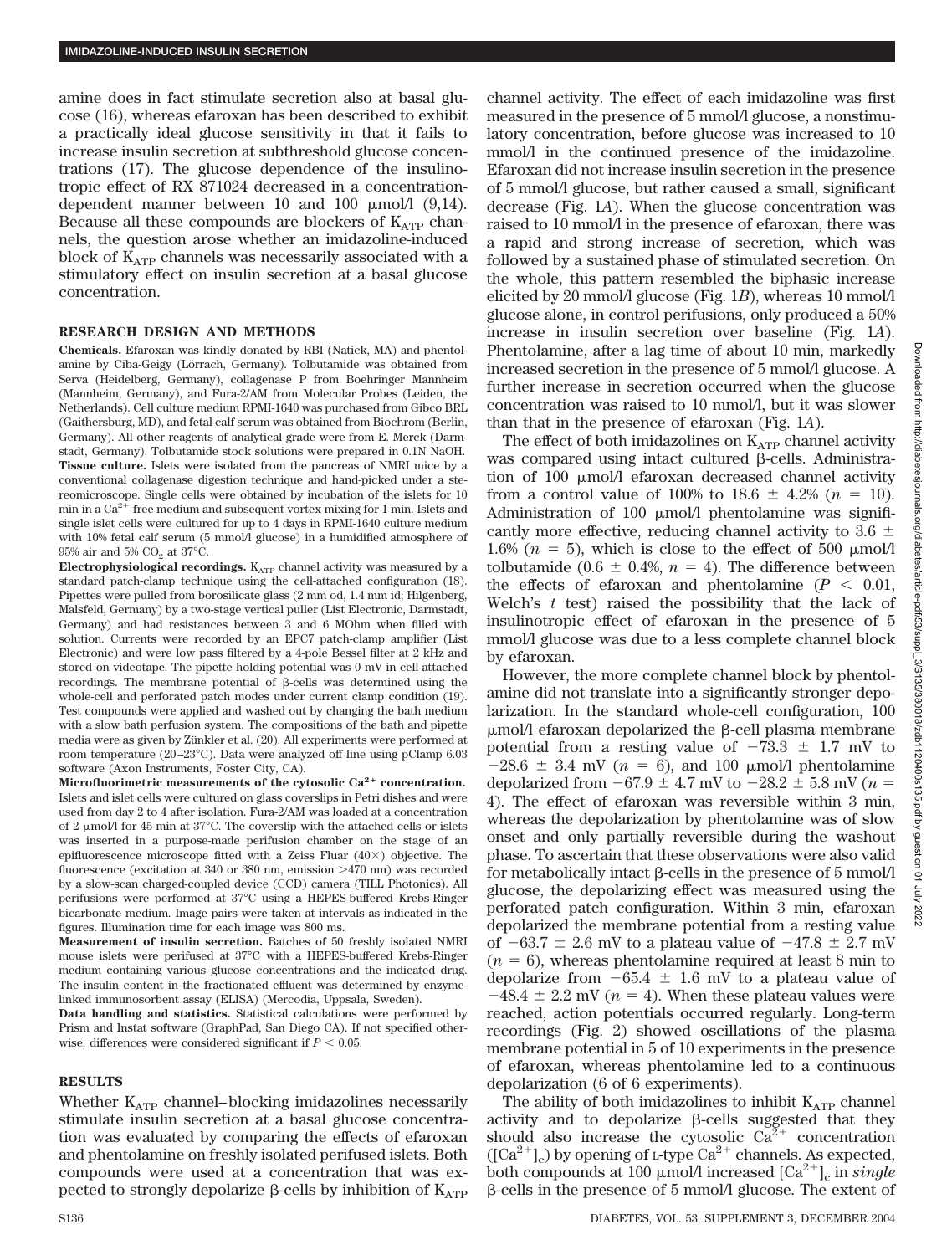amine does in fact stimulate secretion also at basal glucose (16), whereas efaroxan has been described to exhibit a practically ideal glucose sensitivity in that it fails to increase insulin secretion at subthreshold glucose concentrations (17). The glucose dependence of the insulinotropic effect of RX 871024 decreased in a concentration-dependent manner between 10 and 100 μmol/l (9,14). Because all these compounds are blockers of $K_{ATP}$ channels, the question arose whether an imidazoline-induced block of $K_{ATP}$ channels was necessarily associated with a stimulatory effect on insulin secretion at a basal glucose concentration.

## RESEARCH DESIGN AND METHODS

**Chemicals.** Efaroxan was kindly donated by RBI (Natick, MA) and phentolamine by Ciba-Geigy (Lörrach, Germany). Tolbutamide was obtained from Serva (Heidelberg, Germany), collagenase P from Boehringer Mannheim (Mannheim, Germany), and Fura-2/AM from Molecular Probes (Leiden, the Netherlands). Cell culture medium RPMI-1640 was purchased from Gibco BRL (Gaithersburg, MD), and fetal calf serum was obtained from Biochrom (Berlin, Germany). All other reagents of analytical grade were from E. Merck (Darmstadt, Germany). Tolbutamide stock solutions were prepared in 0.1N NaOH.

**Tissue culture.** Islets were isolated from the pancreas of NMRI mice by a conventional collagenase digestion technique and hand-picked under a stereomicroscope. Single cells were obtained by incubation of the islets for 10 min in a $Ca^{2+}$-free medium and subsequent vortex mixing for 1 min. Islets and single islet cells were cultured for up to 4 days in RPMI-1640 culture medium with 10% fetal calf serum (5 mmol/l glucose) in a humidified atmosphere of 95% air and 5% $CO_2$ at 37°C.

**Electrophysiological recordings.** $K_{ATP}$ channel activity was measured by a standard patch-clamp technique using the cell-attached configuration (18). Pipettes were pulled from borosilicate glass (2 mm od, 1.4 mm id; Hilgenberg, Malsfeld, Germany) by a two-stage vertical puller (List Electronic, Darmstadt, Germany) and had resistances between 3 and 6 MOhm when filled with solution. Currents were recorded by an EPC7 patch-clamp amplifier (List Electronic) and were low pass filtered by a 4-pole Bessel filter at 2 kHz and stored on videotape. The pipette holding potential was 0 mV in cell-attached recordings. The membrane potential of β-cells was determined using the whole-cell and perforated patch modes under current clamp condition (19). Test compounds were applied and washed out by changing the bath medium with a slow bath perfusion system. The compositions of the bath and pipette media were as given by Zünkler et al. (20). All experiments were performed at room temperature (20–23°C). Data were analyzed off line using pClamp 6.03 software (Axon Instruments, Foster City, CA).

**Microfluorimetric measurements of the cytosolic $Ca^{2+}$ concentration.** Islets and islet cells were cultured on glass coverslips in Petri dishes and were used from day 2 to 4 after isolation. Fura-2/AM was loaded at a concentration of 2 μmol/l for 45 min at 37°C. The coverslip with the attached cells or islets was inserted in a purpose-made perifusion chamber on the stage of an epifluorescence microscope fitted with a Zeiss Fluar (40×) objective. The fluorescence (excitation at 340 or 380 nm, emission >470 nm) was recorded by a slow-scan charged-coupled device (CCD) camera (TILL Photonics). All perifusions were performed at 37°C using a HEPES-buffered Krebs-Ringer bicarbonate medium. Image pairs were taken at intervals as indicated in the figures. Illumination time for each image was 800 ms.

**Measurement of insulin secretion.** Batches of 50 freshly isolated NMRI mouse islets were perifused at 37°C with a HEPES-buffered Krebs-Ringer medium containing various glucose concentrations and the indicated drug. The insulin content in the fractionated effluent was determined by enzyme-linked immunosorbent assay (ELISA) (Mercodia, Uppsala, Sweden).

**Data handling and statistics.** Statistical calculations were performed by Prism and Instat software (GraphPad, San Diego CA). If not specified otherwise, differences were considered significant if $P < 0.05$.

## RESULTS

Whether $K_{ATP}$ channel–blocking imidazolines necessarily stimulate insulin secretion at a basal glucose concentration was evaluated by comparing the effects of efaroxan and phentolamine on freshly isolated perifused islets. Both compounds were used at a concentration that was expected to strongly depolarize β-cells by inhibition of $K_{ATP}$ channel activity. The effect of each imidazoline was first measured in the presence of 5 mmol/l glucose, a nonstimulatory concentration, before glucose was increased to 10 mmol/l in the continued presence of the imidazoline. Efaroxan did not increase insulin secretion in the presence of 5 mmol/l glucose, but rather caused a small, significant decrease (Fig. 1*A*). When the glucose concentration was raised to 10 mmol/l in the presence of efaroxan, there was a rapid and strong increase of secretion, which was followed by a sustained phase of stimulated secretion. On the whole, this pattern resembled the biphasic increase elicited by 20 mmol/l glucose (Fig. 1*B*), whereas 10 mmol/l glucose alone, in control perifusions, only produced a 50% increase in insulin secretion over baseline (Fig. 1*A*). Phentolamine, after a lag time of about 10 min, markedly increased secretion in the presence of 5 mmol/l glucose. A further increase in secretion occurred when the glucose concentration was raised to 10 mmol/l, but it was slower than that in the presence of efaroxan (Fig. 1*A*).

The effect of both imidazolines on $K_{ATP}$ channel activity was compared using intact cultured β-cells. Administration of 100 μmol/l efaroxan decreased channel activity from a control value of 100% to 18.6 ± 4.2% ($n$ = 10). Administration of 100 μmol/l phentolamine was significantly more effective, reducing channel activity to 3.6 ± 1.6% ($n$ = 5), which is close to the effect of 500 μmol/l tolbutamide (0.6 ± 0.4%, $n$ = 4). The difference between the effects of efaroxan and phentolamine ($P < 0.01$, Welch's $t$ test) raised the possibility that the lack of insulinotropic effect of efaroxan in the presence of 5 mmol/l glucose was due to a less complete channel block by efaroxan.

However, the more complete channel block by phentolamine did not translate into a significantly stronger depolarization. In the standard whole-cell configuration, 100 μmol/l efaroxan depolarized the β-cell plasma membrane potential from a resting value of −73.3 ± 1.7 mV to −28.6 ± 3.4 mV ($n$ = 6), and 100 μmol/l phentolamine depolarized from −67.9 ± 4.7 mV to −28.2 ± 5.8 mV ($n$ = 4). The effect of efaroxan was reversible within 3 min, whereas the depolarization by phentolamine was of slow onset and only partially reversible during the washout phase. To ascertain that these observations were also valid for metabolically intact β-cells in the presence of 5 mmol/l glucose, the depolarizing effect was measured using the perforated patch configuration. Within 3 min, efaroxan depolarized the membrane potential from a resting value of −63.7 ± 2.6 mV to a plateau value of −47.8 ± 2.7 mV ($n$ = 6), whereas phentolamine required at least 8 min to depolarize from −65.4 ± 1.6 mV to a plateau value of −48.4 ± 2.2 mV ($n$ = 4). When these plateau values were reached, action potentials occurred regularly. Long-term recordings (Fig. 2) showed oscillations of the plasma membrane potential in 5 of 10 experiments in the presence of efaroxan, whereas phentolamine led to a continuous depolarization (6 of 6 experiments).

The ability of both imidazolines to inhibit $K_{ATP}$ channel activity and to depolarize β-cells suggested that they should also increase the cytosolic $Ca^{2+}$ concentration ($[Ca^{2+}]_c$) by opening of L-type $Ca^{2+}$ channels. As expected, both compounds at 100 μmol/l increased $[Ca^{2+}]_c$ in *single* β-cells in the presence of 5 mmol/l glucose. The extent of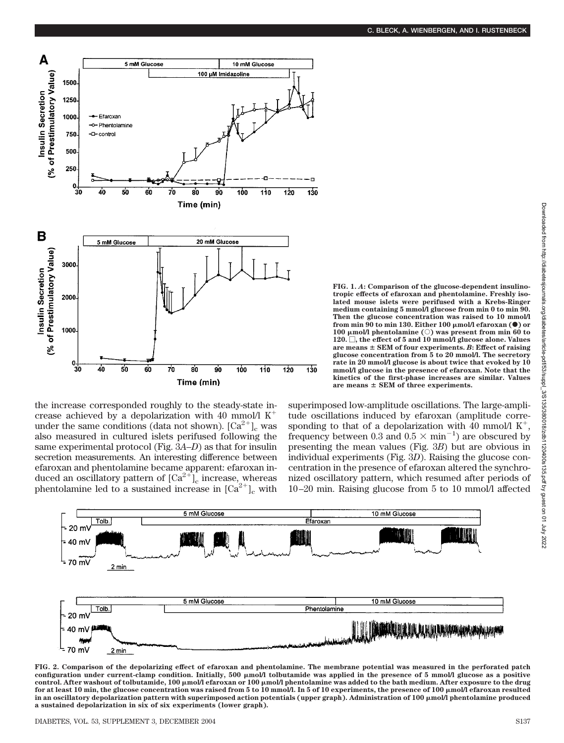FIG. 1. *A*: Comparison of the glucose-dependent insulinotropic effects of efaroxan and phentolamine. Freshly isolated mouse islets were perifused with a Krebs-Ringer medium containing 5 mmol/l glucose from min 0 to min 90. Then the glucose concentration was raised to 10 mmol/l from min 90 to min 130. Either 100 μmol/l efaroxan (●) or 100 μmol/l phentolamine (○) was present from min 60 to 120. □, the effect of 5 and 10 mmol/l glucose alone. Values are means ± SEM of four experiments. *B*: Effect of raising glucose concentration from 5 to 20 mmol/l. The secretory rate in 20 mmol/l glucose is about twice that evoked by 10 mmol/l glucose in the presence of efaroxan. Note that the kinetics of the first-phase increases are similar. Values are means ± SEM of three experiments.

the increase corresponded roughly to the steady-state increase achieved by a depolarization with 40 mmol/l $K^+$ under the same conditions (data not shown). $[Ca^{2+}]_c$ was also measured in cultured islets perifused following the same experimental protocol (Fig. 3*A*–*D*) as that for insulin secretion measurements. An interesting difference between efaroxan and phentolamine became apparent: efaroxan induced an oscillatory pattern of $[Ca^{2+}]_c$ increase, whereas phentolamine led to a sustained increase in $[Ca^{2+}]_c$ with superimposed low-amplitude oscillations. The large-amplitude oscillations induced by efaroxan (amplitude corresponding to that of a depolarization with 40 mmol/l $K^+$, frequency between 0.3 and 0.5 × $min^{-1}$) are obscured by presenting the mean values (Fig. 3*B*) but are obvious in individual experiments (Fig. 3*D*). Raising the glucose concentration in the presence of efaroxan altered the synchronized oscillatory pattern, which resumed after periods of 10–20 min. Raising glucose from 5 to 10 mmol/l affected

FIG. 2. Comparison of the depolarizing effect of efaroxan and phentolamine. The membrane potential was measured in the perforated patch configuration under current-clamp condition. Initially, 500 μmol/l tolbutamide was applied in the presence of 5 mmol/l glucose as a positive control. After washout of tolbutamide, 100 μmol/l efaroxan or 100 μmol/l phentolamine was added to the bath medium. After exposure to the drug for at least 10 min, the glucose concentration was raised from 5 to 10 mmol/l. In 5 of 10 experiments, the presence of 100 μmol/l efaroxan resulted in an oscillatory depolarization pattern with superimposed action potentials (upper graph). Administration of 100 μmol/l phentolamine produced a sustained depolarization in six of six experiments (lower graph).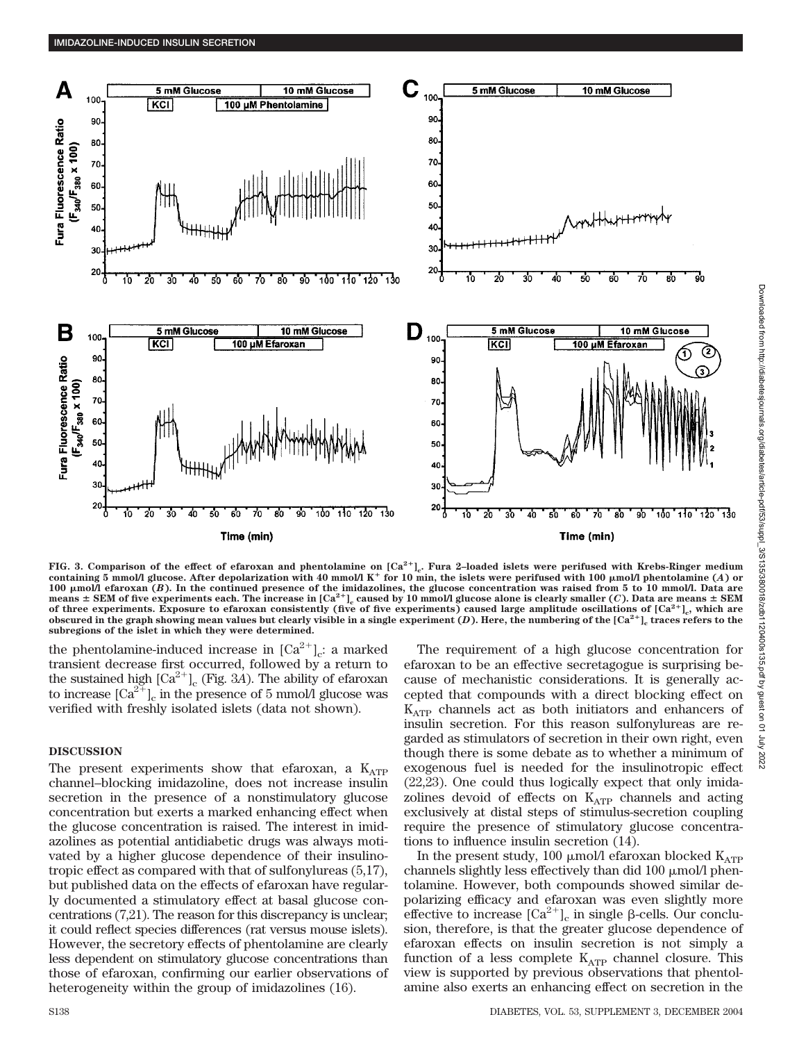FIG. 3. Comparison of the effect of efaroxan and phentolamine on $[Ca^{2+}]_c$. Fura 2–loaded islets were perifused with Krebs-Ringer medium containing 5 mmol/l glucose. After depolarization with 40 mmol/l $K^+$ for 10 min, the islets were perifused with 100 μmol/l phentolamine (*A*) or 100 μmol/l efaroxan (*B*). In the continued presence of the imidazolines, the glucose concentration was raised from 5 to 10 mmol/l. Data are means ± SEM of five experiments each. The increase in $[Ca^{2+}]_c$ caused by 10 mmol/l glucose alone is clearly smaller (*C*). Data are means ± SEM of three experiments. Exposure to efaroxan consistently (five of five experiments) caused large amplitude oscillations of $[Ca^{2+}]_c$, which are obscured in the graph showing mean values but clearly visible in a single experiment (*D*). Here, the numbering of the $[Ca^{2+}]_c$ traces refers to the subregions of the islet in which they were determined.

the phentolamine-induced increase in $[Ca^{2+}]_c$: a marked transient decrease first occurred, followed by a return to the sustained high $[Ca^{2+}]_c$ (Fig. 3*A*). The ability of efaroxan to increase $[Ca^{2+}]_c$ in the presence of 5 mmol/l glucose was verified with freshly isolated islets (data not shown).

## DISCUSSION

The present experiments show that efaroxan, a $K_{ATP}$ channel–blocking imidazoline, does not increase insulin secretion in the presence of a nonstimulatory glucose concentration but exerts a marked enhancing effect when the glucose concentration is raised. The interest in imidazolines as potential antidiabetic drugs was always motivated by a higher glucose dependence of their insulinotropic effect as compared with that of sulfonylureas (5,17), but published data on the effects of efaroxan have regularly documented a stimulatory effect at basal glucose concentrations (7,21). The reason for this discrepancy is unclear; it could reflect species differences (rat versus mouse islets). However, the secretory effects of phentolamine are clearly less dependent on stimulatory glucose concentrations than those of efaroxan, confirming our earlier observations of heterogeneity within the group of imidazolines (16).

The requirement of a high glucose concentration for efaroxan to be an effective secretagogue is surprising because of mechanistic considerations. It is generally accepted that compounds with a direct blocking effect on $K_{ATP}$ channels act as both initiators and enhancers of insulin secretion. For this reason sulfonylureas are regarded as stimulators of secretion in their own right, even though there is some debate as to whether a minimum of exogenous fuel is needed for the insulinotropic effect (22,23). One could thus logically expect that only imidazolines devoid of effects on $K_{ATP}$ channels and acting exclusively at distal steps of stimulus-secretion coupling require the presence of stimulatory glucose concentrations to influence insulin secretion (14).

In the present study, 100 μmol/l efaroxan blocked $K_{ATP}$ channels slightly less effectively than did 100 μmol/l phentolamine. However, both compounds showed similar depolarizing efficacy and efaroxan was even slightly more effective to increase $[Ca^{2+}]_c$ in single β-cells. Our conclusion, therefore, is that the greater glucose dependence of efaroxan effects on insulin secretion is not simply a function of a less complete $K_{ATP}$ channel closure. This view is supported by previous observations that phentolamine also exerts an enhancing effect on secretion in the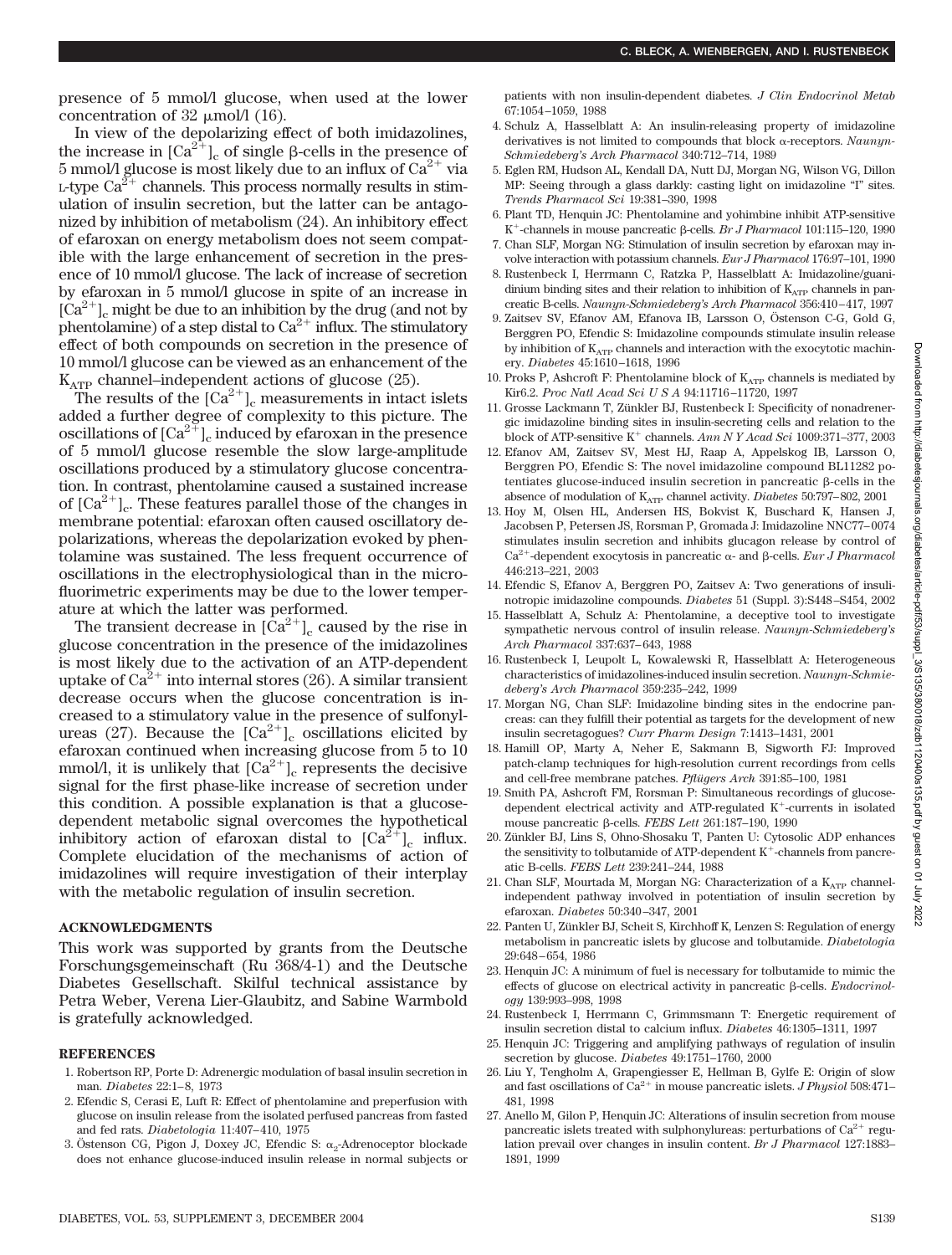presence of 5 mmol/l glucose, when used at the lower concentration of 32 μmol/l (16).

In view of the depolarizing effect of both imidazolines, the increase in $[Ca^{2+}]_c$ of single β-cells in the presence of 5 mmol/l glucose is most likely due to an influx of $Ca^{2+}$ via L-type $Ca^{2+}$ channels. This process normally results in stimulation of insulin secretion, but the latter can be antagonized by inhibition of metabolism (24). An inhibitory effect of efaroxan on energy metabolism does not seem compatible with the large enhancement of secretion in the presence of 10 mmol/l glucose. The lack of increase of secretion by efaroxan in 5 mmol/l glucose in spite of an increase in $[Ca^{2+}]_c$ might be due to an inhibition by the drug (and not by phentolamine) of a step distal to $Ca^{2+}$ influx. The stimulatory effect of both compounds on secretion in the presence of 10 mmol/l glucose can be viewed as an enhancement of the $K_{ATP}$ channel–independent actions of glucose (25).

The results of the $[Ca^{2+}]_c$ measurements in intact islets added a further degree of complexity to this picture. The oscillations of $[Ca^{2+}]_c$ induced by efaroxan in the presence of 5 mmol/l glucose resemble the slow large-amplitude oscillations produced by a stimulatory glucose concentration. In contrast, phentolamine caused a sustained increase of $[Ca^{2+}]_c$. These features parallel those of the changes in membrane potential: efaroxan often caused oscillatory depolarizations, whereas the depolarization evoked by phentolamine was sustained. The less frequent occurrence of oscillations in the electrophysiological than in the microfluorimetric experiments may be due to the lower temperature at which the latter was performed.

The transient decrease in $[Ca^{2+}]_c$ caused by the rise in glucose concentration in the presence of the imidazolines is most likely due to the activation of an ATP-dependent uptake of $Ca^{2+}$ into internal stores (26). A similar transient decrease occurs when the glucose concentration is increased to a stimulatory value in the presence of sulfonylureas (27). Because the $[Ca^{2+}]_c$ oscillations elicited by efaroxan continued when increasing glucose from 5 to 10 mmol/l, it is unlikely that $[Ca^{2+}]_c$ represents the decisive signal for the first phase-like increase of secretion under this condition. A possible explanation is that a glucose-dependent metabolic signal overcomes the hypothetical inhibitory action of efaroxan distal to $[Ca^{2+}]_c$ influx. Complete elucidation of the mechanisms of action of imidazolines will require investigation of their interplay with the metabolic regulation of insulin secretion.

## ACKNOWLEDGMENTS

This work was supported by grants from the Deutsche Forschungsgemeinschaft (Ru 368/4-1) and the Deutsche Diabetes Gesellschaft. Skilful technical assistance by Petra Weber, Verena Lier-Glaubitz, and Sabine Warmbold is gratefully acknowledged.

## REFERENCES

1. Robertson RP, Porte D: Adrenergic modulation of basal insulin secretion in man. *Diabetes* 22:1–8, 1973
2. Efendic S, Cerasi E, Luft R: Effect of phentolamine and preperfusion with glucose on insulin release from the isolated perfused pancreas from fasted and fed rats. *Diabetologia* 11:407–410, 1975
3. Östenson CG, Pigon J, Doxey JC, Efendic S: $\alpha_2$-Adrenoceptor blockade does not enhance glucose-induced insulin release in normal subjects or patients with non insulin-dependent diabetes. *J Clin Endocrinol Metab* 67:1054–1059, 1988
4. Schulz A, Hasselblatt A: An insulin-releasing property of imidazoline derivatives is not limited to compounds that block α-receptors. *Naunyn-Schmiedeberg's Arch Pharmacol* 340:712–714, 1989
5. Eglen RM, Hudson AL, Kendall DA, Nutt DJ, Morgan NG, Wilson VG, Dillon MP: Seeing through a glass darkly: casting light on imidazoline "I" sites. *Trends Pharmacol Sci* 19:381–390, 1998
6. Plant TD, Henquin JC: Phentolamine and yohimbine inhibit ATP-sensitive $K^+$-channels in mouse pancreatic β-cells. *Br J Pharmacol* 101:115–120, 1990
7. Chan SLF, Morgan NG: Stimulation of insulin secretion by efaroxan may involve interaction with potassium channels. *Eur J Pharmacol* 176:97–101, 1990
8. Rustenbeck I, Herrmann C, Ratzka P, Hasselblatt A: Imidazoline/guanidinium binding sites and their relation to inhibition of $K_{ATP}$ channels in pancreatic B-cells. *Naunyn-Schmiedeberg's Arch Pharmacol* 356:410–417, 1997
9. Zaitsev SV, Efanov AM, Efanova IB, Larsson O, Östenson C-G, Gold G, Berggren PO, Efendic S: Imidazoline compounds stimulate insulin release by inhibition of $K_{ATP}$ channels and interaction with the exocytotic machinery. *Diabetes* 45:1610–1618, 1996
10. Proks P, Ashcroft F: Phentolamine block of $K_{ATP}$ channels is mediated by Kir6.2. *Proc Natl Acad Sci U S A* 94:11716–11720, 1997
11. Grosse Lackmann T, Zünkler BJ, Rustenbeck I: Specificity of nonadrenergic imidazoline binding sites in insulin-secreting cells and relation to the block of ATP-sensitive $K^+$ channels. *Ann N Y Acad Sci* 1009:371–377, 2003
12. Efanov AM, Zaitsev SV, Mest HJ, Raap A, Appelskog IB, Larsson O, Berggren PO, Efendic S: The novel imidazoline compound BL11282 potentiates glucose-induced insulin secretion in pancreatic β-cells in the absence of modulation of $K_{ATP}$ channel activity. *Diabetes* 50:797–802, 2001
13. Hoy M, Olsen HL, Andersen HS, Bokvist K, Buschard K, Hansen J, Jacobsen P, Petersen JS, Rorsman P, Gromada J: Imidazoline NNC77–0074 stimulates insulin secretion and inhibits glucagon release by control of $Ca^{2+}$-dependent exocytosis in pancreatic α- and β-cells. *Eur J Pharmacol* 446:213–221, 2003
14. Efendic S, Efanov A, Berggren PO, Zaitsev A: Two generations of insulinotropic imidazoline compounds. *Diabetes* 51 (Suppl. 3):S448–S454, 2002
15. Hasselblatt A, Schulz A: Phentolamine, a deceptive tool to investigate sympathetic nervous control of insulin release. *Naunyn-Schmiedeberg's Arch Pharmacol* 337:637–643, 1988
16. Rustenbeck I, Leupolt L, Kowalewski R, Hasselblatt A: Heterogeneous characteristics of imidazolines-induced insulin secretion. *Naunyn-Schmiedeberg's Arch Pharmacol* 359:235–242, 1999
17. Morgan NG, Chan SLF: Imidazoline binding sites in the endocrine pancreas: can they fulfill their potential as targets for the development of new insulin secretagogues? *Curr Pharm Design* 7:1413–1431, 2001
18. Hamill OP, Marty A, Neher E, Sakmann B, Sigworth FJ: Improved patch-clamp techniques for high-resolution current recordings from cells and cell-free membrane patches. *Pflügers Arch* 391:85–100, 1981
19. Smith PA, Ashcroft FM, Rorsman P: Simultaneous recordings of glucose-dependent electrical activity and ATP-regulated $K^+$-currents in isolated mouse pancreatic β-cells. *FEBS Lett* 261:187–190, 1990
20. Zünkler BJ, Lins S, Ohno-Shosaku T, Panten U: Cytosolic ADP enhances the sensitivity to tolbutamide of ATP-dependent $K^+$-channels from pancreatic B-cells. *FEBS Lett* 239:241–244, 1988
21. Chan SLF, Mourtada M, Morgan NG: Characterization of a $K_{ATP}$ channel-independent pathway involved in potentiation of insulin secretion by efaroxan. *Diabetes* 50:340–347, 2001
22. Panten U, Zünkler BJ, Scheit S, Kirchhoff K, Lenzen S: Regulation of energy metabolism in pancreatic islets by glucose and tolbutamide. *Diabetologia* 29:648–654, 1986
23. Henquin JC: A minimum of fuel is necessary for tolbutamide to mimic the effects of glucose on electrical activity in pancreatic β-cells. *Endocrinology* 139:993–998, 1998
24. Rustenbeck I, Herrmann C, Grimmsmann T: Energetic requirement of insulin secretion distal to calcium influx. *Diabetes* 46:1305–1311, 1997
25. Henquin JC: Triggering and amplifying pathways of regulation of insulin secretion by glucose. *Diabetes* 49:1751–1760, 2000
26. Liu Y, Tengholm A, Grapengiesser E, Hellman B, Gylfe E: Origin of slow and fast oscillations of $Ca^{2+}$ in mouse pancreatic islets. *J Physiol* 508:471–481, 1998
27. Anello M, Gilon P, Henquin JC: Alterations of insulin secretion from mouse pancreatic islets treated with sulphonylureas: perturbations of $Ca^{2+}$ regulation prevail over changes in insulin content. *Br J Pharmacol* 127:1883–1891, 1999